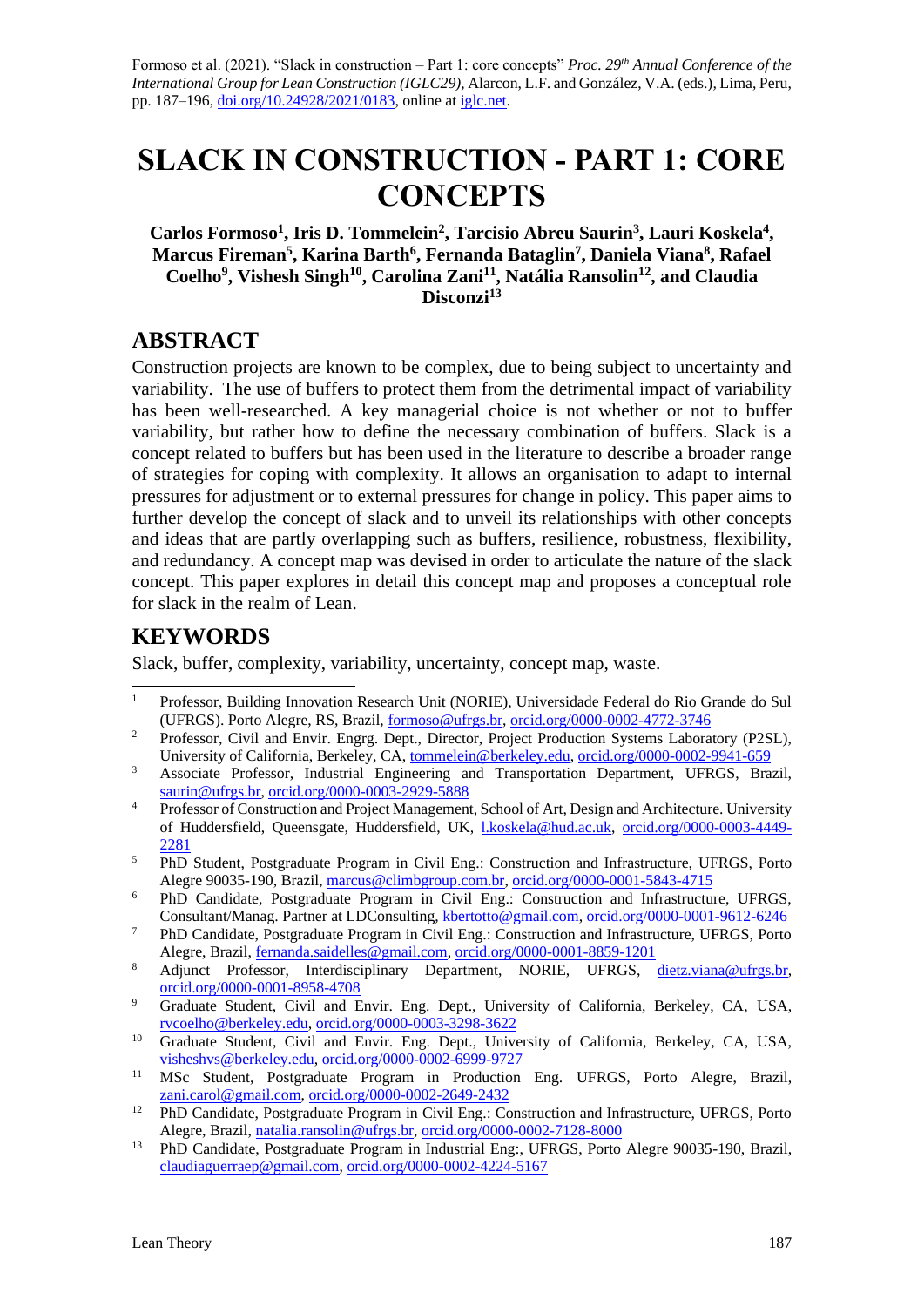Formoso et al. (2021). "Slack in construction – Part 1: core concepts" *Proc. 29th Annual Conference of the International Group for Lean Construction (IGLC29),* Alarcon, L.F. and González, V.A. (eds.)*,* Lima, Peru, pp. 187–196, doi.org/10.24928/2021/0183, online at iglc.net.

# SLACK IN CONSTRUCTION - PART 1: CORE CONCEPTS

**Carlos Formoso[1], Iris D. Tommelein[2], Tarcisio Abreu Saurin[3], Lauri Koskela[4], Marcus Fireman[5], Karina Barth[6], Fernanda Bataglin[7], Daniela Viana[8], Rafael Coelho[9], Vishesh Singh[10], Carolina Zani[11], Natália Ransolin[12], and Claudia Disconzi[13]**

## ABSTRACT

Construction projects are known to be complex, due to being subject to uncertainty and variability. The use of buffers to protect them from the detrimental impact of variability has been well-researched. A key managerial choice is not whether or not to buffer variability, but rather how to define the necessary combination of buffers. Slack is a concept related to buffers but has been used in the literature to describe a broader range of strategies for coping with complexity. It allows an organisation to adapt to internal pressures for adjustment or to external pressures for change in policy. This paper aims to further develop the concept of slack and to unveil its relationships with other concepts and ideas that are partly overlapping such as buffers, resilience, robustness, flexibility, and redundancy. A concept map was devised in order to articulate the nature of the slack concept. This paper explores in detail this concept map and proposes a conceptual role for slack in the realm of Lean.

## KEYWORDS

Slack, buffer, complexity, variability, uncertainty, concept map, waste.

---

[1] Professor, Building Innovation Research Unit (NORIE), Universidade Federal do Rio Grande do Sul (UFRGS). Porto Alegre, RS, Brazil, formoso@ufrgs.br, orcid.org/0000-0002-4772-3746

[2] Professor, Civil and Envir. Engrg. Dept., Director, Project Production Systems Laboratory (P2SL), University of California, Berkeley, CA, tommelein@berkeley.edu, orcid.org/0000-0002-9941-659

[3] Associate Professor, Industrial Engineering and Transportation Department, UFRGS, Brazil, saurin@ufrgs.br, orcid.org/0000-0003-2929-5888

[4] Professor of Construction and Project Management, School of Art, Design and Architecture. University of Huddersfield, Queensgate, Huddersfield, UK, l.koskela@hud.ac.uk, orcid.org/0000-0003-4449-2281

[5] PhD Student, Postgraduate Program in Civil Eng.: Construction and Infrastructure, UFRGS, Porto Alegre 90035-190, Brazil, marcus@climbgroup.com.br, orcid.org/0000-0001-5843-4715

[6] PhD Candidate, Postgraduate Program in Civil Eng.: Construction and Infrastructure, UFRGS, Consultant/Manag. Partner at LDConsulting, kbertotto@gmail.com, orcid.org/0000-0001-9612-6246

[7] PhD Candidate, Postgraduate Program in Civil Eng.: Construction and Infrastructure, UFRGS, Porto Alegre, Brazil, fernanda.saidelles@gmail.com, orcid.org/0000-0001-8859-1201

[8] Adjunct Professor, Interdisciplinary Department, NORIE, UFRGS, dietz.viana@ufrgs.br, orcid.org/0000-0001-8958-4708

[9] Graduate Student, Civil and Envir. Eng. Dept., University of California, Berkeley, CA, USA, rvcoelho@berkeley.edu, orcid.org/0000-0003-3298-3622

[10] Graduate Student, Civil and Envir. Eng. Dept., University of California, Berkeley, CA, USA, visheshvs@berkeley.edu, orcid.org/0000-0002-6999-9727

[11] MSc Student, Postgraduate Program in Production Eng. UFRGS, Porto Alegre, Brazil, zani.carol@gmail.com, orcid.org/0000-0002-2649-2432

[12] PhD Candidate, Postgraduate Program in Civil Eng.: Construction and Infrastructure, UFRGS, Porto Alegre, Brazil, natalia.ransolin@ufrgs.br, orcid.org/0000-0002-7128-8000

[13] PhD Candidate, Postgraduate Program in Industrial Eng:, UFRGS, Porto Alegre 90035-190, Brazil, claudiaguerraep@gmail.com, orcid.org/0000-0002-4224-5167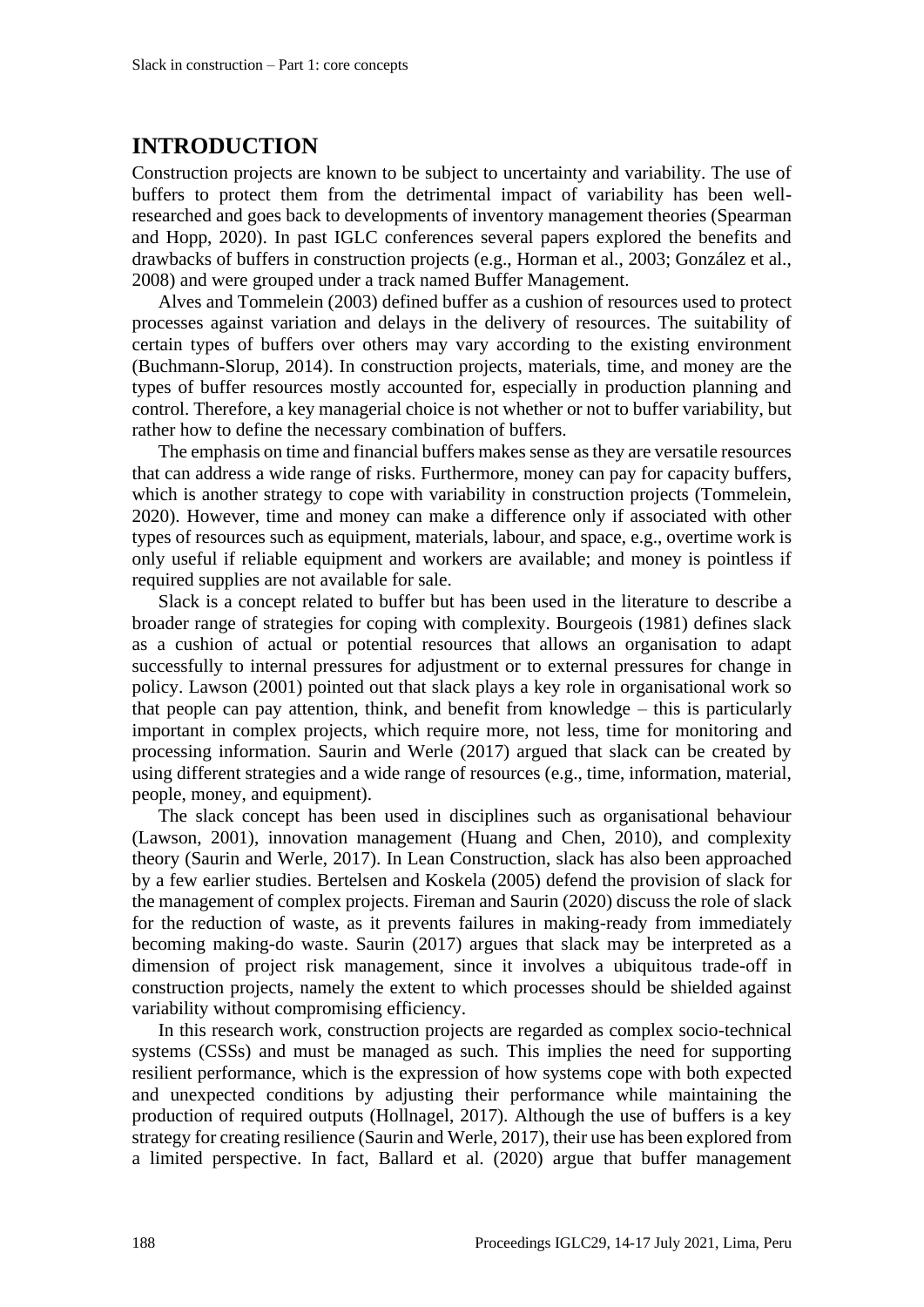# INTRODUCTION

Construction projects are known to be subject to uncertainty and variability. The use of buffers to protect them from the detrimental impact of variability has been well-researched and goes back to developments of inventory management theories (Spearman and Hopp, 2020). In past IGLC conferences several papers explored the benefits and drawbacks of buffers in construction projects (e.g., Horman et al., 2003; González et al., 2008) and were grouped under a track named Buffer Management.

Alves and Tommelein (2003) defined buffer as a cushion of resources used to protect processes against variation and delays in the delivery of resources. The suitability of certain types of buffers over others may vary according to the existing environment (Buchmann-Slorup, 2014). In construction projects, materials, time, and money are the types of buffer resources mostly accounted for, especially in production planning and control. Therefore, a key managerial choice is not whether or not to buffer variability, but rather how to define the necessary combination of buffers.

The emphasis on time and financial buffers makes sense as they are versatile resources that can address a wide range of risks. Furthermore, money can pay for capacity buffers, which is another strategy to cope with variability in construction projects (Tommelein, 2020). However, time and money can make a difference only if associated with other types of resources such as equipment, materials, labour, and space, e.g., overtime work is only useful if reliable equipment and workers are available; and money is pointless if required supplies are not available for sale.

Slack is a concept related to buffer but has been used in the literature to describe a broader range of strategies for coping with complexity. Bourgeois (1981) defines slack as a cushion of actual or potential resources that allows an organisation to adapt successfully to internal pressures for adjustment or to external pressures for change in policy. Lawson (2001) pointed out that slack plays a key role in organisational work so that people can pay attention, think, and benefit from knowledge – this is particularly important in complex projects, which require more, not less, time for monitoring and processing information. Saurin and Werle (2017) argued that slack can be created by using different strategies and a wide range of resources (e.g., time, information, material, people, money, and equipment).

The slack concept has been used in disciplines such as organisational behaviour (Lawson, 2001), innovation management (Huang and Chen, 2010), and complexity theory (Saurin and Werle, 2017). In Lean Construction, slack has also been approached by a few earlier studies. Bertelsen and Koskela (2005) defend the provision of slack for the management of complex projects. Fireman and Saurin (2020) discuss the role of slack for the reduction of waste, as it prevents failures in making-ready from immediately becoming making-do waste. Saurin (2017) argues that slack may be interpreted as a dimension of project risk management, since it involves a ubiquitous trade-off in construction projects, namely the extent to which processes should be shielded against variability without compromising efficiency.

In this research work, construction projects are regarded as complex socio-technical systems (CSSs) and must be managed as such. This implies the need for supporting resilient performance, which is the expression of how systems cope with both expected and unexpected conditions by adjusting their performance while maintaining the production of required outputs (Hollnagel, 2017). Although the use of buffers is a key strategy for creating resilience (Saurin and Werle, 2017), their use has been explored from a limited perspective. In fact, Ballard et al. (2020) argue that buffer management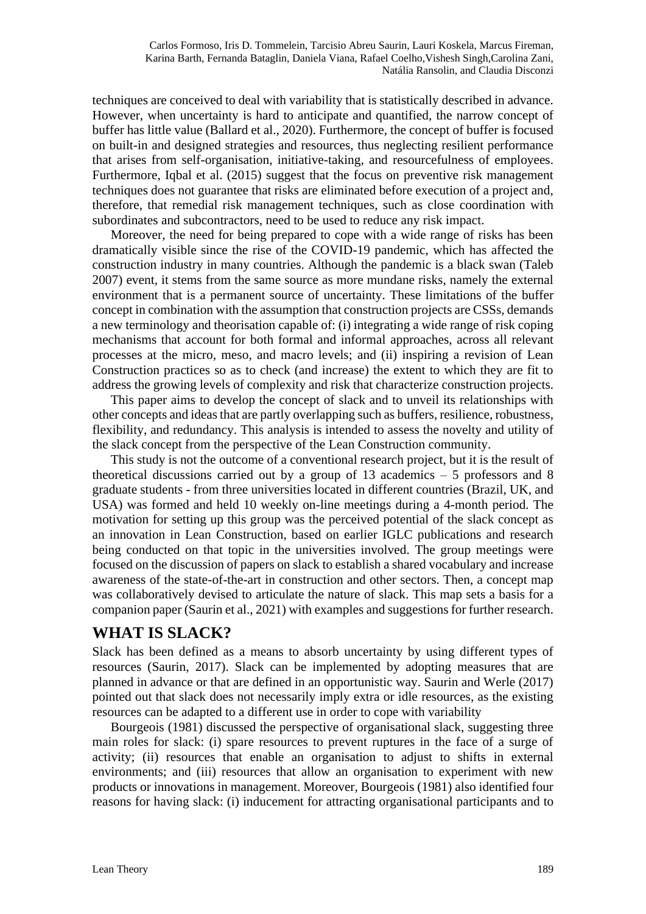techniques are conceived to deal with variability that is statistically described in advance. However, when uncertainty is hard to anticipate and quantified, the narrow concept of buffer has little value (Ballard et al., 2020). Furthermore, the concept of buffer is focused on built-in and designed strategies and resources, thus neglecting resilient performance that arises from self-organisation, initiative-taking, and resourcefulness of employees. Furthermore, Iqbal et al. (2015) suggest that the focus on preventive risk management techniques does not guarantee that risks are eliminated before execution of a project and, therefore, that remedial risk management techniques, such as close coordination with subordinates and subcontractors, need to be used to reduce any risk impact.

Moreover, the need for being prepared to cope with a wide range of risks has been dramatically visible since the rise of the COVID-19 pandemic, which has affected the construction industry in many countries. Although the pandemic is a black swan (Taleb 2007) event, it stems from the same source as more mundane risks, namely the external environment that is a permanent source of uncertainty. These limitations of the buffer concept in combination with the assumption that construction projects are CSSs, demands a new terminology and theorisation capable of: (i) integrating a wide range of risk coping mechanisms that account for both formal and informal approaches, across all relevant processes at the micro, meso, and macro levels; and (ii) inspiring a revision of Lean Construction practices so as to check (and increase) the extent to which they are fit to address the growing levels of complexity and risk that characterize construction projects.

This paper aims to develop the concept of slack and to unveil its relationships with other concepts and ideas that are partly overlapping such as buffers, resilience, robustness, flexibility, and redundancy. This analysis is intended to assess the novelty and utility of the slack concept from the perspective of the Lean Construction community.

This study is not the outcome of a conventional research project, but it is the result of theoretical discussions carried out by a group of 13 academics – 5 professors and 8 graduate students - from three universities located in different countries (Brazil, UK, and USA) was formed and held 10 weekly on-line meetings during a 4-month period. The motivation for setting up this group was the perceived potential of the slack concept as an innovation in Lean Construction, based on earlier IGLC publications and research being conducted on that topic in the universities involved. The group meetings were focused on the discussion of papers on slack to establish a shared vocabulary and increase awareness of the state-of-the-art in construction and other sectors. Then, a concept map was collaboratively devised to articulate the nature of slack. This map sets a basis for a companion paper (Saurin et al., 2021) with examples and suggestions for further research.

## WHAT IS SLACK?

Slack has been defined as a means to absorb uncertainty by using different types of resources (Saurin, 2017). Slack can be implemented by adopting measures that are planned in advance or that are defined in an opportunistic way. Saurin and Werle (2017) pointed out that slack does not necessarily imply extra or idle resources, as the existing resources can be adapted to a different use in order to cope with variability

Bourgeois (1981) discussed the perspective of organisational slack, suggesting three main roles for slack: (i) spare resources to prevent ruptures in the face of a surge of activity; (ii) resources that enable an organisation to adjust to shifts in external environments; and (iii) resources that allow an organisation to experiment with new products or innovations in management. Moreover, Bourgeois (1981) also identified four reasons for having slack: (i) inducement for attracting organisational participants and to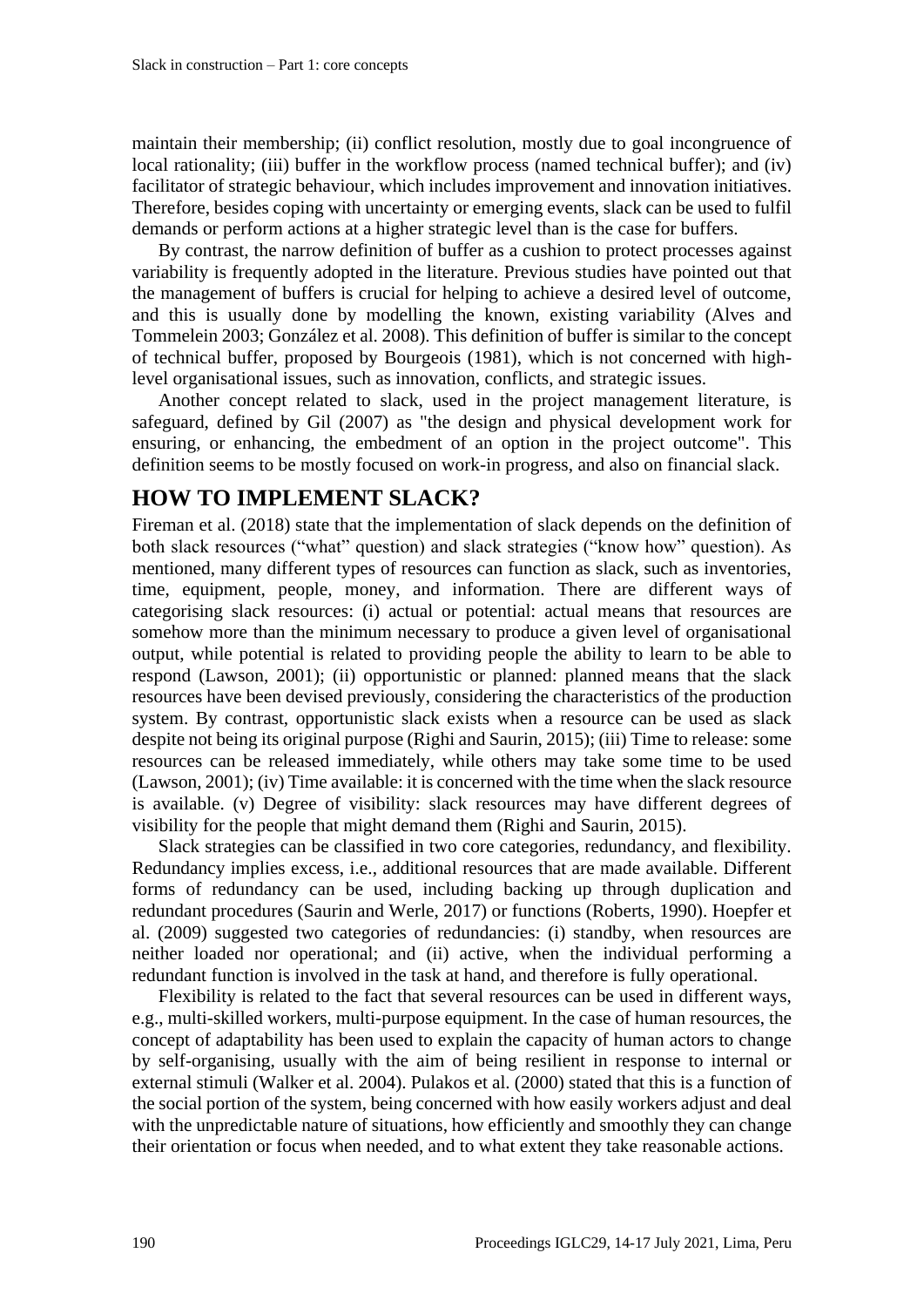maintain their membership; (ii) conflict resolution, mostly due to goal incongruence of local rationality; (iii) buffer in the workflow process (named technical buffer); and (iv) facilitator of strategic behaviour, which includes improvement and innovation initiatives. Therefore, besides coping with uncertainty or emerging events, slack can be used to fulfil demands or perform actions at a higher strategic level than is the case for buffers.

By contrast, the narrow definition of buffer as a cushion to protect processes against variability is frequently adopted in the literature. Previous studies have pointed out that the management of buffers is crucial for helping to achieve a desired level of outcome, and this is usually done by modelling the known, existing variability (Alves and Tommelein 2003; González et al. 2008). This definition of buffer is similar to the concept of technical buffer, proposed by Bourgeois (1981), which is not concerned with high-level organisational issues, such as innovation, conflicts, and strategic issues.

Another concept related to slack, used in the project management literature, is safeguard, defined by Gil (2007) as "the design and physical development work for ensuring, or enhancing, the embedment of an option in the project outcome". This definition seems to be mostly focused on work-in progress, and also on financial slack.

## HOW TO IMPLEMENT SLACK?

Fireman et al. (2018) state that the implementation of slack depends on the definition of both slack resources ("what" question) and slack strategies ("know how" question). As mentioned, many different types of resources can function as slack, such as inventories, time, equipment, people, money, and information. There are different ways of categorising slack resources: (i) actual or potential: actual means that resources are somehow more than the minimum necessary to produce a given level of organisational output, while potential is related to providing people the ability to learn to be able to respond (Lawson, 2001); (ii) opportunistic or planned: planned means that the slack resources have been devised previously, considering the characteristics of the production system. By contrast, opportunistic slack exists when a resource can be used as slack despite not being its original purpose (Righi and Saurin, 2015); (iii) Time to release: some resources can be released immediately, while others may take some time to be used (Lawson, 2001); (iv) Time available: it is concerned with the time when the slack resource is available. (v) Degree of visibility: slack resources may have different degrees of visibility for the people that might demand them (Righi and Saurin, 2015).

Slack strategies can be classified in two core categories, redundancy, and flexibility. Redundancy implies excess, i.e., additional resources that are made available. Different forms of redundancy can be used, including backing up through duplication and redundant procedures (Saurin and Werle, 2017) or functions (Roberts, 1990). Hoepfer et al. (2009) suggested two categories of redundancies: (i) standby, when resources are neither loaded nor operational; and (ii) active, when the individual performing a redundant function is involved in the task at hand, and therefore is fully operational.

Flexibility is related to the fact that several resources can be used in different ways, e.g., multi-skilled workers, multi-purpose equipment. In the case of human resources, the concept of adaptability has been used to explain the capacity of human actors to change by self-organising, usually with the aim of being resilient in response to internal or external stimuli (Walker et al. 2004). Pulakos et al. (2000) stated that this is a function of the social portion of the system, being concerned with how easily workers adjust and deal with the unpredictable nature of situations, how efficiently and smoothly they can change their orientation or focus when needed, and to what extent they take reasonable actions.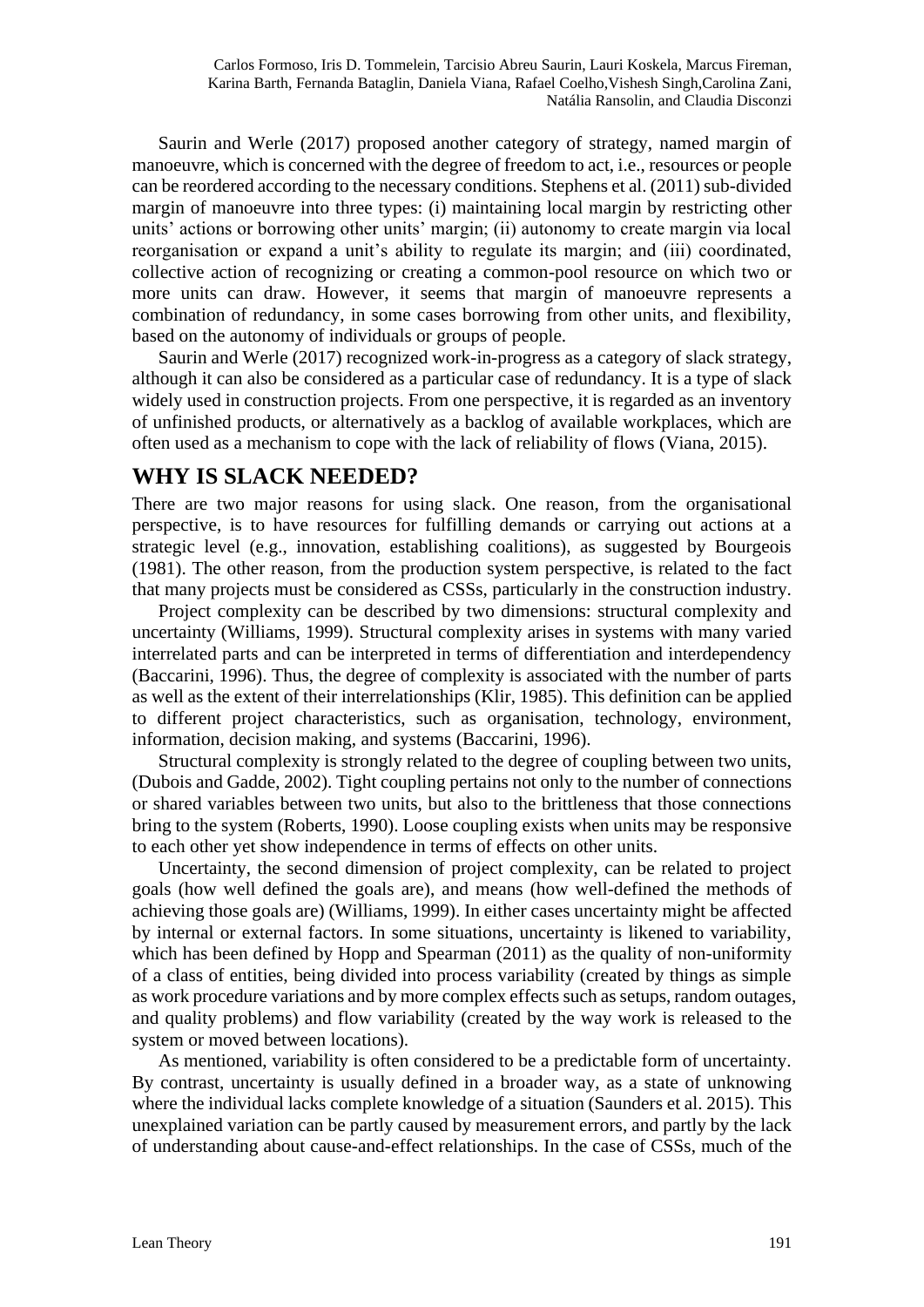Saurin and Werle (2017) proposed another category of strategy, named margin of manoeuvre, which is concerned with the degree of freedom to act, i.e., resources or people can be reordered according to the necessary conditions. Stephens et al. (2011) sub-divided margin of manoeuvre into three types: (i) maintaining local margin by restricting other units' actions or borrowing other units' margin; (ii) autonomy to create margin via local reorganisation or expand a unit's ability to regulate its margin; and (iii) coordinated, collective action of recognizing or creating a common-pool resource on which two or more units can draw. However, it seems that margin of manoeuvre represents a combination of redundancy, in some cases borrowing from other units, and flexibility, based on the autonomy of individuals or groups of people.

Saurin and Werle (2017) recognized work-in-progress as a category of slack strategy, although it can also be considered as a particular case of redundancy. It is a type of slack widely used in construction projects. From one perspective, it is regarded as an inventory of unfinished products, or alternatively as a backlog of available workplaces, which are often used as a mechanism to cope with the lack of reliability of flows (Viana, 2015).

## WHY IS SLACK NEEDED?

There are two major reasons for using slack. One reason, from the organisational perspective, is to have resources for fulfilling demands or carrying out actions at a strategic level (e.g., innovation, establishing coalitions), as suggested by Bourgeois (1981). The other reason, from the production system perspective, is related to the fact that many projects must be considered as CSSs, particularly in the construction industry.

Project complexity can be described by two dimensions: structural complexity and uncertainty (Williams, 1999). Structural complexity arises in systems with many varied interrelated parts and can be interpreted in terms of differentiation and interdependency (Baccarini, 1996). Thus, the degree of complexity is associated with the number of parts as well as the extent of their interrelationships (Klir, 1985). This definition can be applied to different project characteristics, such as organisation, technology, environment, information, decision making, and systems (Baccarini, 1996).

Structural complexity is strongly related to the degree of coupling between two units, (Dubois and Gadde, 2002). Tight coupling pertains not only to the number of connections or shared variables between two units, but also to the brittleness that those connections bring to the system (Roberts, 1990). Loose coupling exists when units may be responsive to each other yet show independence in terms of effects on other units.

Uncertainty, the second dimension of project complexity, can be related to project goals (how well defined the goals are), and means (how well-defined the methods of achieving those goals are) (Williams, 1999). In either cases uncertainty might be affected by internal or external factors. In some situations, uncertainty is likened to variability, which has been defined by Hopp and Spearman (2011) as the quality of non-uniformity of a class of entities, being divided into process variability (created by things as simple as work procedure variations and by more complex effects such as setups, random outages, and quality problems) and flow variability (created by the way work is released to the system or moved between locations).

As mentioned, variability is often considered to be a predictable form of uncertainty. By contrast, uncertainty is usually defined in a broader way, as a state of unknowing where the individual lacks complete knowledge of a situation (Saunders et al. 2015). This unexplained variation can be partly caused by measurement errors, and partly by the lack of understanding about cause-and-effect relationships. In the case of CSSs, much of the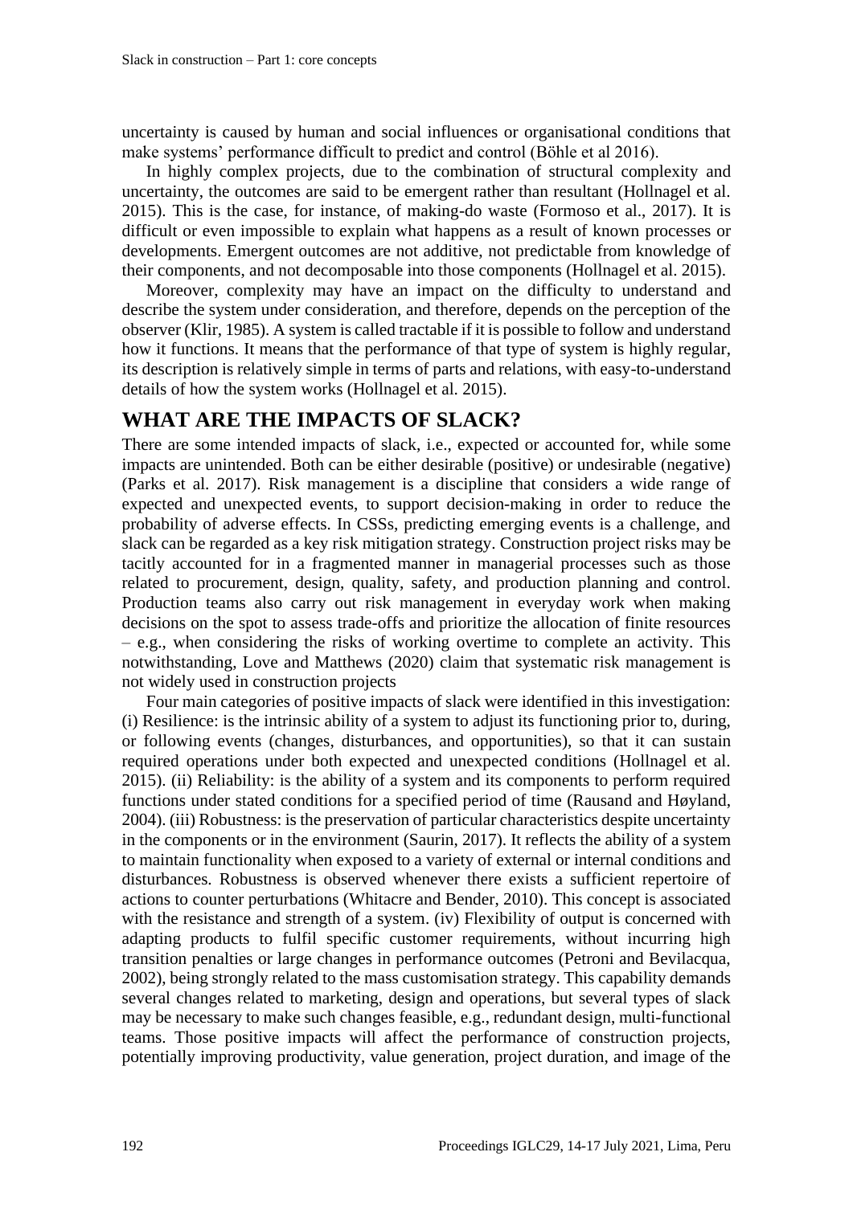uncertainty is caused by human and social influences or organisational conditions that make systems' performance difficult to predict and control (Böhle et al 2016).

In highly complex projects, due to the combination of structural complexity and uncertainty, the outcomes are said to be emergent rather than resultant (Hollnagel et al. 2015). This is the case, for instance, of making-do waste (Formoso et al., 2017). It is difficult or even impossible to explain what happens as a result of known processes or developments. Emergent outcomes are not additive, not predictable from knowledge of their components, and not decomposable into those components (Hollnagel et al. 2015).

Moreover, complexity may have an impact on the difficulty to understand and describe the system under consideration, and therefore, depends on the perception of the observer (Klir, 1985). A system is called tractable if it is possible to follow and understand how it functions. It means that the performance of that type of system is highly regular, its description is relatively simple in terms of parts and relations, with easy-to-understand details of how the system works (Hollnagel et al. 2015).

## WHAT ARE THE IMPACTS OF SLACK?

There are some intended impacts of slack, i.e., expected or accounted for, while some impacts are unintended. Both can be either desirable (positive) or undesirable (negative) (Parks et al. 2017). Risk management is a discipline that considers a wide range of expected and unexpected events, to support decision-making in order to reduce the probability of adverse effects. In CSSs, predicting emerging events is a challenge, and slack can be regarded as a key risk mitigation strategy. Construction project risks may be tacitly accounted for in a fragmented manner in managerial processes such as those related to procurement, design, quality, safety, and production planning and control. Production teams also carry out risk management in everyday work when making decisions on the spot to assess trade-offs and prioritize the allocation of finite resources – e.g., when considering the risks of working overtime to complete an activity. This notwithstanding, Love and Matthews (2020) claim that systematic risk management is not widely used in construction projects

Four main categories of positive impacts of slack were identified in this investigation: (i) Resilience: is the intrinsic ability of a system to adjust its functioning prior to, during, or following events (changes, disturbances, and opportunities), so that it can sustain required operations under both expected and unexpected conditions (Hollnagel et al. 2015). (ii) Reliability: is the ability of a system and its components to perform required functions under stated conditions for a specified period of time (Rausand and Høyland, 2004). (iii) Robustness: is the preservation of particular characteristics despite uncertainty in the components or in the environment (Saurin, 2017). It reflects the ability of a system to maintain functionality when exposed to a variety of external or internal conditions and disturbances. Robustness is observed whenever there exists a sufficient repertoire of actions to counter perturbations (Whitacre and Bender, 2010). This concept is associated with the resistance and strength of a system. (iv) Flexibility of output is concerned with adapting products to fulfil specific customer requirements, without incurring high transition penalties or large changes in performance outcomes (Petroni and Bevilacqua, 2002), being strongly related to the mass customisation strategy. This capability demands several changes related to marketing, design and operations, but several types of slack may be necessary to make such changes feasible, e.g., redundant design, multi-functional teams. Those positive impacts will affect the performance of construction projects, potentially improving productivity, value generation, project duration, and image of the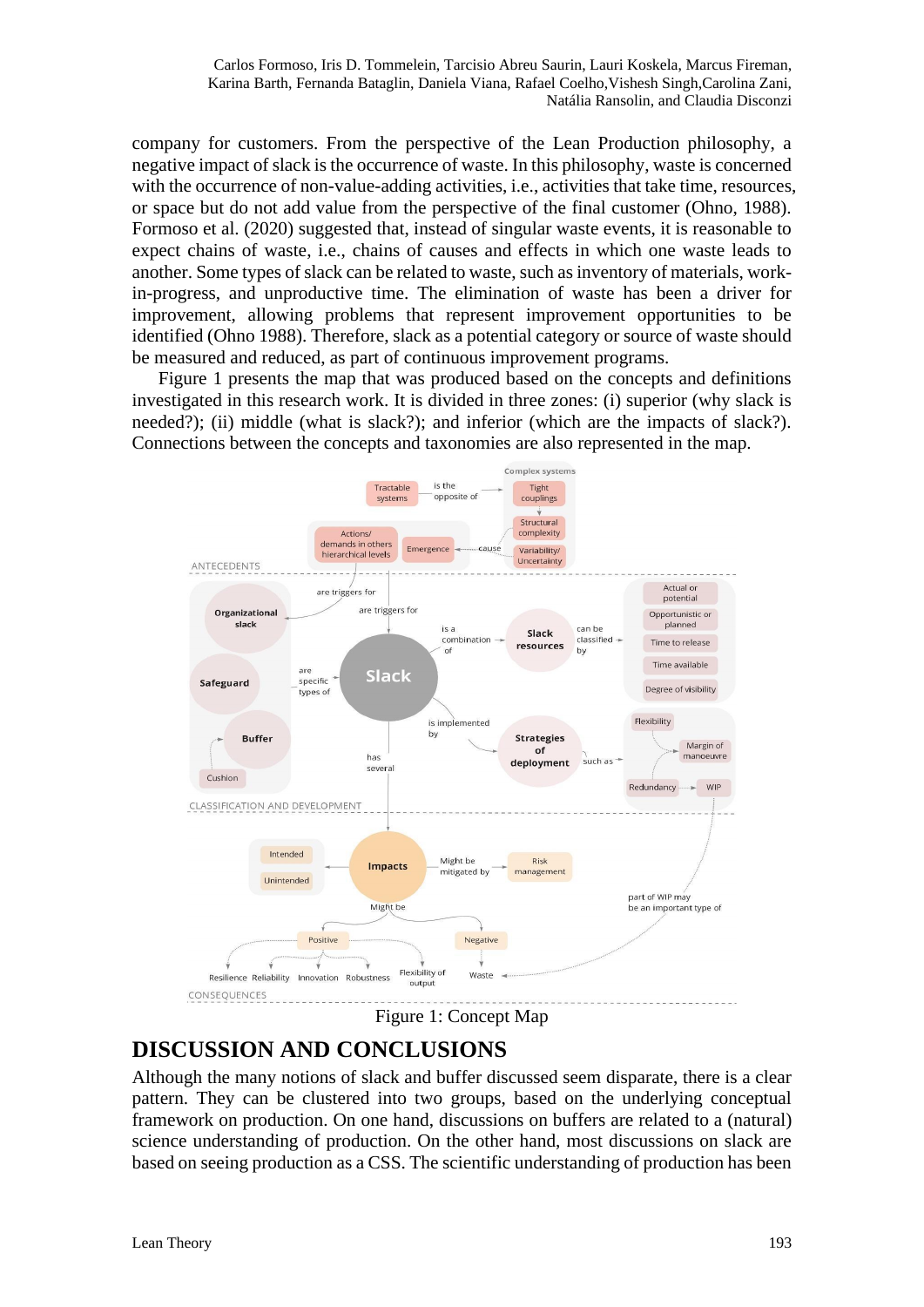company for customers. From the perspective of the Lean Production philosophy, a negative impact of slack is the occurrence of waste. In this philosophy, waste is concerned with the occurrence of non-value-adding activities, i.e., activities that take time, resources, or space but do not add value from the perspective of the final customer (Ohno, 1988). Formoso et al. (2020) suggested that, instead of singular waste events, it is reasonable to expect chains of waste, i.e., chains of causes and effects in which one waste leads to another. Some types of slack can be related to waste, such as inventory of materials, work-in-progress, and unproductive time. The elimination of waste has been a driver for improvement, allowing problems that represent improvement opportunities to be identified (Ohno 1988). Therefore, slack as a potential category or source of waste should be measured and reduced, as part of continuous improvement programs.

Figure 1 presents the map that was produced based on the concepts and definitions investigated in this research work. It is divided in three zones: (i) superior (why slack is needed?); (ii) middle (what is slack?); and inferior (which are the impacts of slack?). Connections between the concepts and taxonomies are also represented in the map.

Figure 1: Concept Map

## DISCUSSION AND CONCLUSIONS

Although the many notions of slack and buffer discussed seem disparate, there is a clear pattern. They can be clustered into two groups, based on the underlying conceptual framework on production. On one hand, discussions on buffers are related to a (natural) science understanding of production. On the other hand, most discussions on slack are based on seeing production as a CSS. The scientific understanding of production has been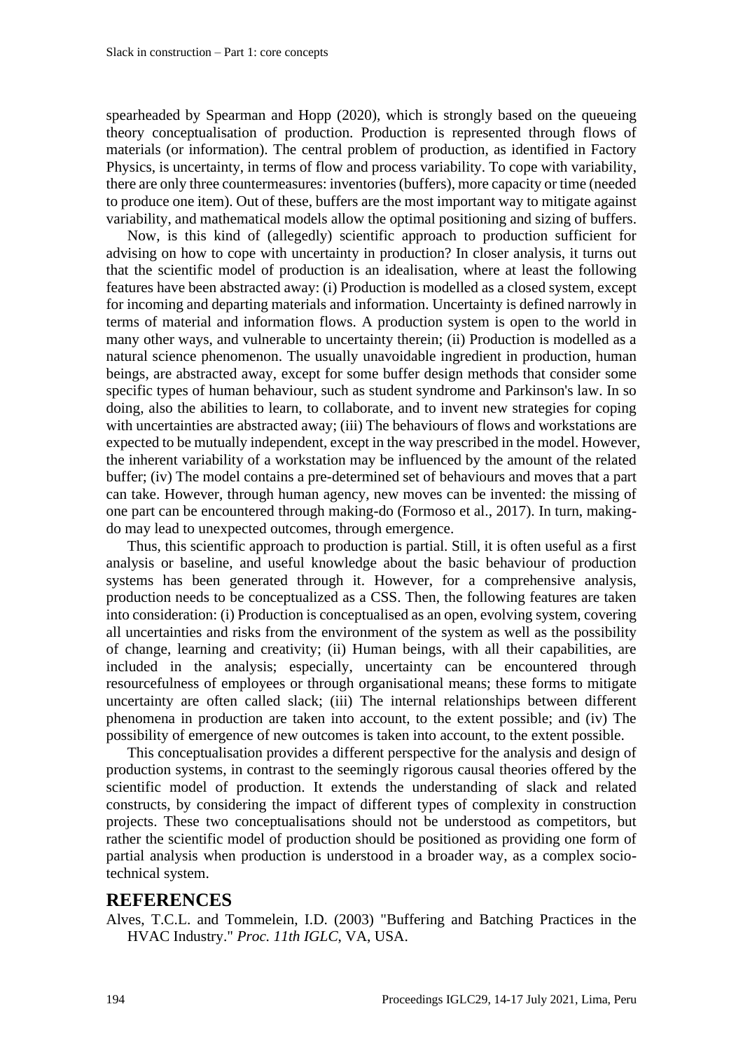spearheaded by Spearman and Hopp (2020), which is strongly based on the queueing theory conceptualisation of production. Production is represented through flows of materials (or information). The central problem of production, as identified in Factory Physics, is uncertainty, in terms of flow and process variability. To cope with variability, there are only three countermeasures: inventories (buffers), more capacity or time (needed to produce one item). Out of these, buffers are the most important way to mitigate against variability, and mathematical models allow the optimal positioning and sizing of buffers.

Now, is this kind of (allegedly) scientific approach to production sufficient for advising on how to cope with uncertainty in production? In closer analysis, it turns out that the scientific model of production is an idealisation, where at least the following features have been abstracted away: (i) Production is modelled as a closed system, except for incoming and departing materials and information. Uncertainty is defined narrowly in terms of material and information flows. A production system is open to the world in many other ways, and vulnerable to uncertainty therein; (ii) Production is modelled as a natural science phenomenon. The usually unavoidable ingredient in production, human beings, are abstracted away, except for some buffer design methods that consider some specific types of human behaviour, such as student syndrome and Parkinson's law. In so doing, also the abilities to learn, to collaborate, and to invent new strategies for coping with uncertainties are abstracted away; (iii) The behaviours of flows and workstations are expected to be mutually independent, except in the way prescribed in the model. However, the inherent variability of a workstation may be influenced by the amount of the related buffer; (iv) The model contains a pre-determined set of behaviours and moves that a part can take. However, through human agency, new moves can be invented: the missing of one part can be encountered through making-do (Formoso et al., 2017). In turn, making-do may lead to unexpected outcomes, through emergence.

Thus, this scientific approach to production is partial. Still, it is often useful as a first analysis or baseline, and useful knowledge about the basic behaviour of production systems has been generated through it. However, for a comprehensive analysis, production needs to be conceptualized as a CSS. Then, the following features are taken into consideration: (i) Production is conceptualised as an open, evolving system, covering all uncertainties and risks from the environment of the system as well as the possibility of change, learning and creativity; (ii) Human beings, with all their capabilities, are included in the analysis; especially, uncertainty can be encountered through resourcefulness of employees or through organisational means; these forms to mitigate uncertainty are often called slack; (iii) The internal relationships between different phenomena in production are taken into account, to the extent possible; and (iv) The possibility of emergence of new outcomes is taken into account, to the extent possible.

This conceptualisation provides a different perspective for the analysis and design of production systems, in contrast to the seemingly rigorous causal theories offered by the scientific model of production. It extends the understanding of slack and related constructs, by considering the impact of different types of complexity in construction projects. These two conceptualisations should not be understood as competitors, but rather the scientific model of production should be positioned as providing one form of partial analysis when production is understood in a broader way, as a complex socio-technical system.

# REFERENCES

Alves, T.C.L. and Tommelein, I.D. (2003) "Buffering and Batching Practices in the HVAC Industry." *Proc. 11th IGLC*, VA, USA.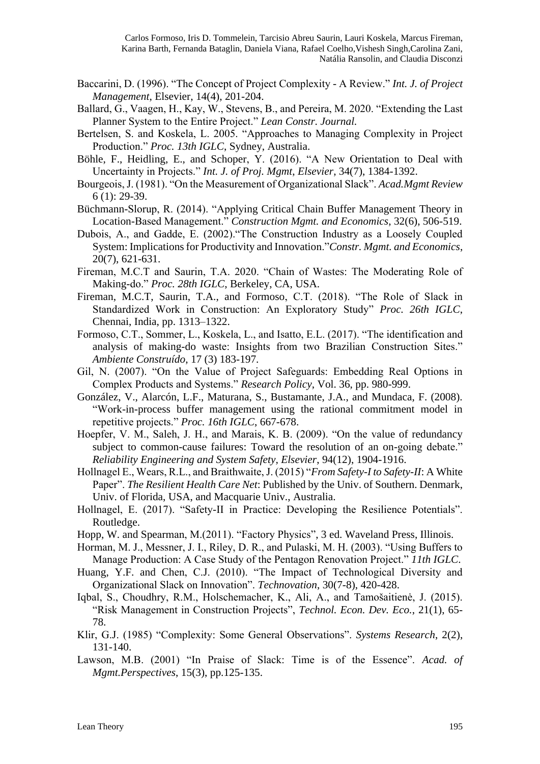Baccarini, D. (1996). "The Concept of Project Complexity - A Review." *Int. J. of Project Management*, Elsevier, 14(4), 201-204.

Ballard, G., Vaagen, H., Kay, W., Stevens, B., and Pereira, M. 2020. "Extending the Last Planner System to the Entire Project." *Lean Constr. Journal.*

Bertelsen, S. and Koskela, L. 2005. "Approaches to Managing Complexity in Project Production." *Proc. 13th IGLC*, Sydney, Australia.

Böhle, F., Heidling, E., and Schoper, Y. (2016). "A New Orientation to Deal with Uncertainty in Projects." *Int. J. of Proj. Mgmt, Elsevier*, 34(7), 1384-1392.

Bourgeois, J. (1981). "On the Measurement of Organizational Slack". *Acad.Mgmt Review* 6 (1): 29-39.

Büchmann-Slorup, R. (2014). "Applying Critical Chain Buffer Management Theory in Location-Based Management." *Construction Mgmt. and Economics*, 32(6), 506-519.

Dubois, A., and Gadde, E. (2002)."The Construction Industry as a Loosely Coupled System: Implications for Productivity and Innovation."*Constr. Mgmt. and Economics*, 20(7), 621-631.

Fireman, M.C.T and Saurin, T.A. 2020. "Chain of Wastes: The Moderating Role of Making-do." *Proc. 28th IGLC*, Berkeley, CA, USA.

Fireman, M.C.T, Saurin, T.A., and Formoso, C.T. (2018). "The Role of Slack in Standardized Work in Construction: An Exploratory Study" *Proc. 26th IGLC*, Chennai, India, pp. 1313–1322.

Formoso, C.T., Sommer, L., Koskela, L., and Isatto, E.L. (2017). "The identification and analysis of making-do waste: Insights from two Brazilian Construction Sites." *Ambiente Construído*, 17 (3) 183-197.

Gil, N. (2007). "On the Value of Project Safeguards: Embedding Real Options in Complex Products and Systems." *Research Policy*, Vol. 36, pp. 980-999.

González, V., Alarcón, L.F., Maturana, S., Bustamante, J.A., and Mundaca, F. (2008). "Work-in-process buffer management using the rational commitment model in repetitive projects." *Proc. 16th IGLC*, 667-678.

Hoepfer, V. M., Saleh, J. H., and Marais, K. B. (2009). "On the value of redundancy subject to common-cause failures: Toward the resolution of an on-going debate." *Reliability Engineering and System Safety, Elsevier*, 94(12), 1904-1916.

Hollnagel E., Wears, R.L., and Braithwaite, J. (2015) "*From Safety-I to Safety-II*: A White Paper". *The Resilient Health Care Net*: Published by the Univ. of Southern. Denmark, Univ. of Florida, USA, and Macquarie Univ., Australia.

Hollnagel, E. (2017). "Safety-II in Practice: Developing the Resilience Potentials". Routledge.

Hopp, W. and Spearman, M.(2011). "Factory Physics", 3 ed. Waveland Press, Illinois.

Horman, M. J., Messner, J. I., Riley, D. R., and Pulaski, M. H. (2003). "Using Buffers to Manage Production: A Case Study of the Pentagon Renovation Project." *11th IGLC*.

Huang, Y.F. and Chen, C.J. (2010). "The Impact of Technological Diversity and Organizational Slack on Innovation". *Technovation*, 30(7-8), 420-428.

Iqbal, S., Choudhry, R.M., Holschemacher, K., Ali, A., and Tamošaitienė, J. (2015). "Risk Management in Construction Projects", *Technol. Econ. Dev. Eco.*, 21(1), 65-78.

Klir, G.J. (1985) "Complexity: Some General Observations". *Systems Research*, 2(2), 131-140.

Lawson, M.B. (2001) "In Praise of Slack: Time is of the Essence". *Acad. of Mgmt.Perspectives*, 15(3), pp.125-135.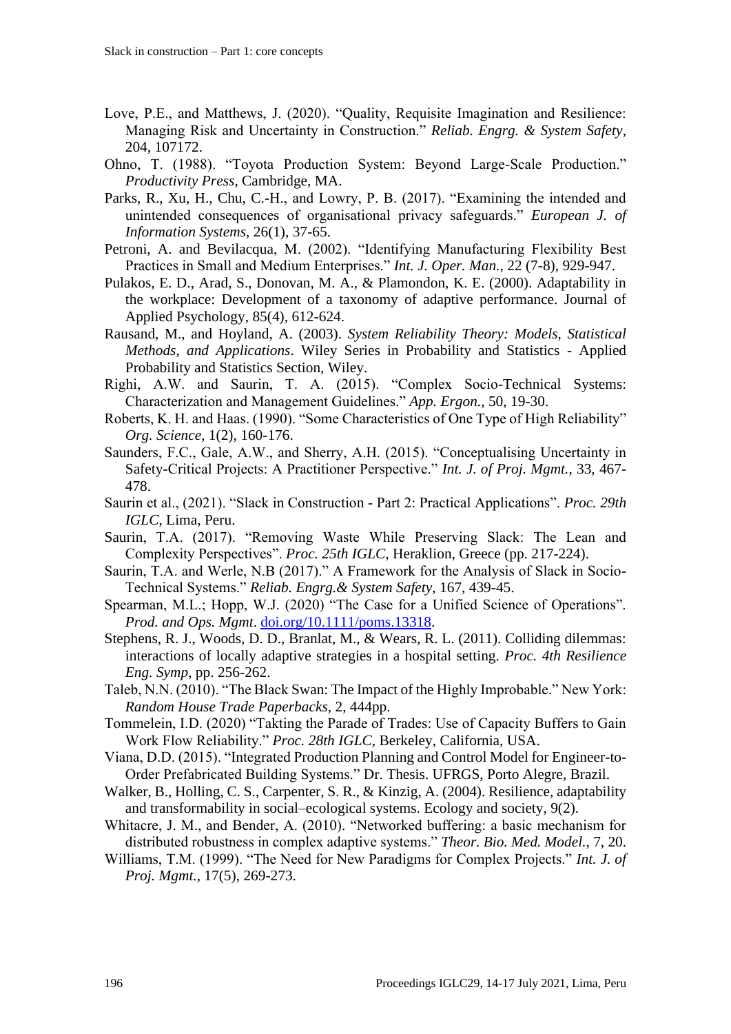Love, P.E., and Matthews, J. (2020). “Quality, Requisite Imagination and Resilience: Managing Risk and Uncertainty in Construction.” *Reliab. Engrg. & System Safety*, 204, 107172.

Ohno, T. (1988). “Toyota Production System: Beyond Large-Scale Production.” *Productivity Press*, Cambridge, MA.

Parks, R., Xu, H., Chu, C.-H., and Lowry, P. B. (2017). “Examining the intended and unintended consequences of organisational privacy safeguards.” *European J. of Information Systems*, 26(1), 37-65.

Petroni, A. and Bevilacqua, M. (2002). “Identifying Manufacturing Flexibility Best Practices in Small and Medium Enterprises.” *Int. J. Oper. Man.*, 22 (7-8), 929-947.

Pulakos, E. D., Arad, S., Donovan, M. A., & Plamondon, K. E. (2000). Adaptability in the workplace: Development of a taxonomy of adaptive performance. Journal of Applied Psychology, 85(4), 612-624.

Rausand, M., and Hoyland, A. (2003). *System Reliability Theory: Models, Statistical Methods, and Applications*. Wiley Series in Probability and Statistics - Applied Probability and Statistics Section, Wiley.

Righi, A.W. and Saurin, T. A. (2015). “Complex Socio-Technical Systems: Characterization and Management Guidelines.” *App. Ergon.*, 50, 19-30.

Roberts, K. H. and Haas. (1990). “Some Characteristics of One Type of High Reliability” *Org. Science*, 1(2), 160-176.

Saunders, F.C., Gale, A.W., and Sherry, A.H. (2015). “Conceptualising Uncertainty in Safety-Critical Projects: A Practitioner Perspective.” *Int. J. of Proj. Mgmt.*, 33, 467-478.

Saurin et al., (2021). “Slack in Construction - Part 2: Practical Applications”. *Proc. 29th IGLC*, Lima, Peru.

Saurin, T.A. (2017). “Removing Waste While Preserving Slack: The Lean and Complexity Perspectives”. *Proc. 25th IGLC*, Heraklion, Greece (pp. 217-224).

Saurin, T.A. and Werle, N.B (2017).” A Framework for the Analysis of Slack in Socio-Technical Systems.” *Reliab. Engrg.& System Safety*, 167, 439-45.

Spearman, M.L.; Hopp, W.J. (2020) “The Case for a Unified Science of Operations”. *Prod. and Ops. Mgmt*. doi.org/10.1111/poms.13318.

Stephens, R. J., Woods, D. D., Branlat, M., & Wears, R. L. (2011). Colliding dilemmas: interactions of locally adaptive strategies in a hospital setting. *Proc. 4th Resilience Eng. Symp*, pp. 256-262.

Taleb, N.N. (2010). “The Black Swan: The Impact of the Highly Improbable.” New York: *Random House Trade Paperbacks*, 2, 444pp.

Tommelein, I.D. (2020) “Takting the Parade of Trades: Use of Capacity Buffers to Gain Work Flow Reliability.” *Proc. 28th IGLC*, Berkeley, California, USA.

Viana, D.D. (2015). “Integrated Production Planning and Control Model for Engineer-to-Order Prefabricated Building Systems.” Dr. Thesis. UFRGS, Porto Alegre, Brazil.

Walker, B., Holling, C. S., Carpenter, S. R., & Kinzig, A. (2004). Resilience, adaptability and transformability in social–ecological systems. Ecology and society, 9(2).

Whitacre, J. M., and Bender, A. (2010). “Networked buffering: a basic mechanism for distributed robustness in complex adaptive systems.” *Theor. Bio. Med. Model.*, 7, 20.

Williams, T.M. (1999). “The Need for New Paradigms for Complex Projects.” *Int. J. of Proj. Mgmt.*, 17(5), 269-273.